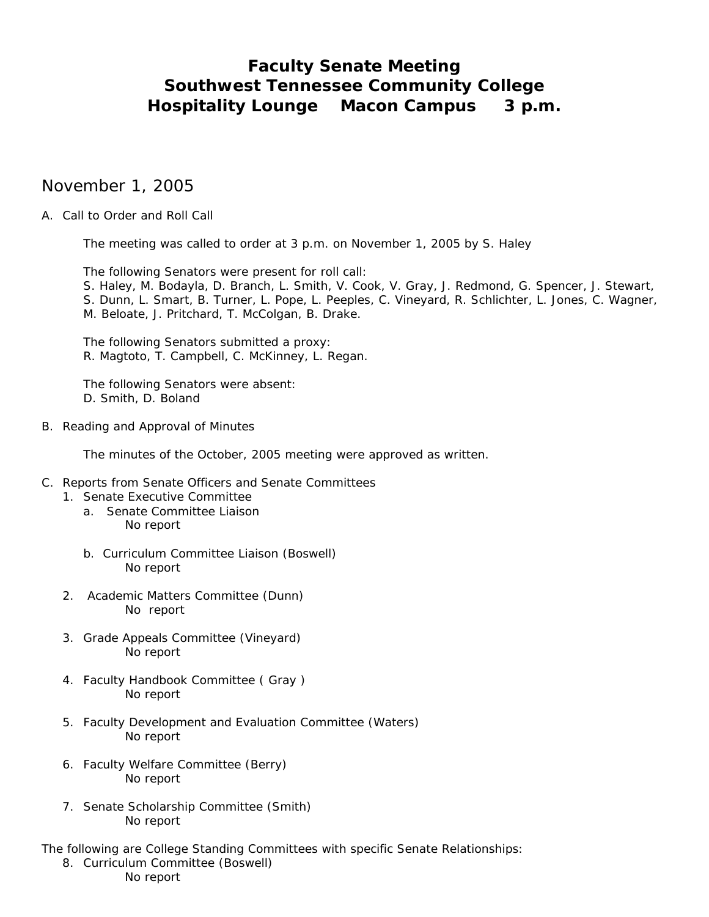# Faculty Senate Meeting
# Southwest Tennessee Community College
# Hospitality Lounge Macon Campus 3 p.m.

## November 1, 2005

A. Call to Order and Roll Call

The meeting was called to order at 3 p.m. on November 1, 2005 by S. Haley

The following Senators were present for roll call:
S. Haley, M. Bodayla, D. Branch, L. Smith, V. Cook, V. Gray, J. Redmond, G. Spencer, J. Stewart, S. Dunn, L. Smart, B. Turner, L. Pope, L. Peeples, C. Vineyard, R. Schlichter, L. Jones, C. Wagner, M. Beloate, J. Pritchard, T. McColgan, B. Drake.

The following Senators submitted a proxy:
R. Magtoto, T. Campbell, C. McKinney, L. Regan.

The following Senators were absent:
D. Smith, D. Boland

B. Reading and Approval of Minutes

The minutes of the October, 2005 meeting were approved as written.

C. Reports from Senate Officers and Senate Committees

1. Senate Executive Committee
   a. Senate Committee Liaison
      No report

   b. Curriculum Committee Liaison (Boswell)
      No report

2. Academic Matters Committee (Dunn)
   No report

3. Grade Appeals Committee (Vineyard)
   No report

4. Faculty Handbook Committee ( Gray )
   No report

5. Faculty Development and Evaluation Committee (Waters)
   No report

6. Faculty Welfare Committee (Berry)
   No report

7. Senate Scholarship Committee (Smith)
   No report

The following are College Standing Committees with specific Senate Relationships:

8. Curriculum Committee (Boswell)
   No report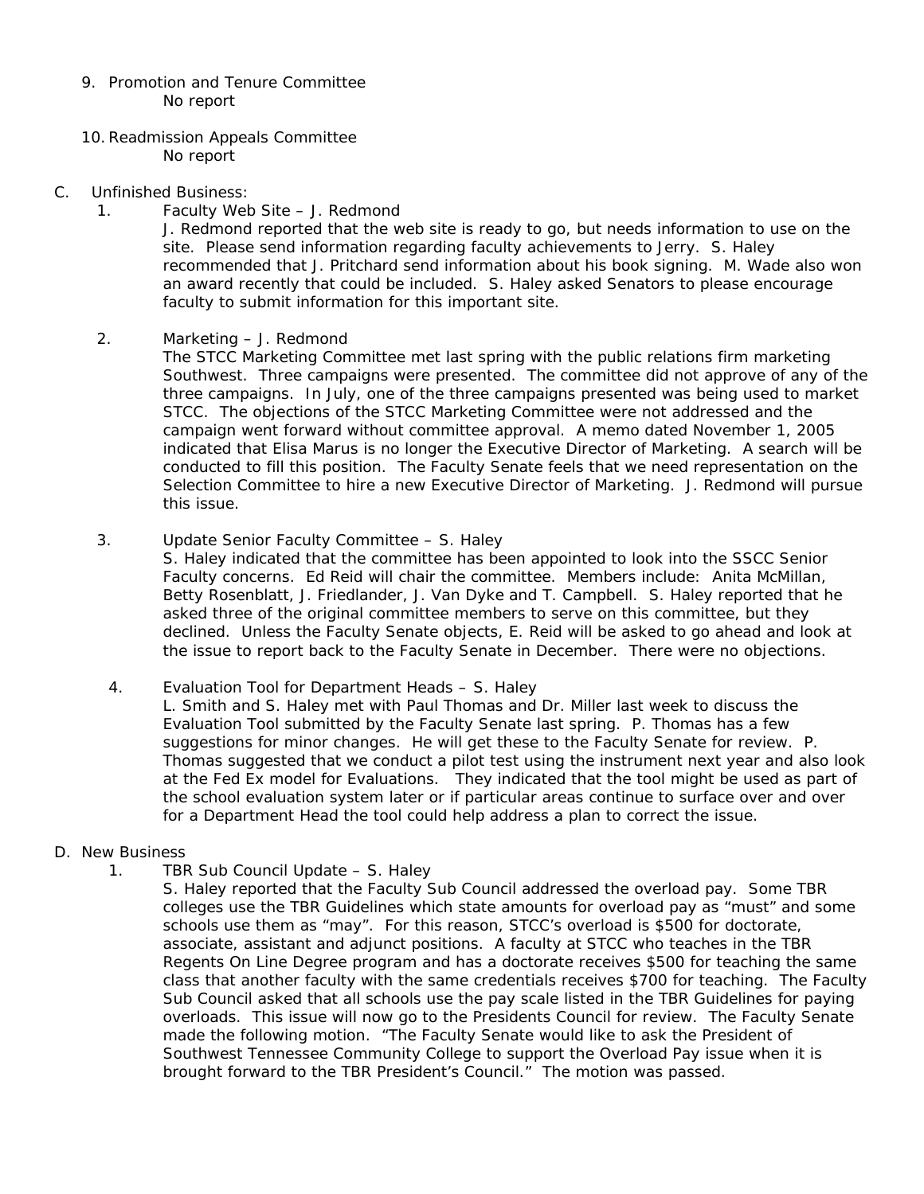9. Promotion and Tenure Committee
   No report

10. Readmission Appeals Committee
    No report

C. Unfinished Business:

1. Faculty Web Site – J. Redmond
   J. Redmond reported that the web site is ready to go, but needs information to use on the site. Please send information regarding faculty achievements to Jerry. S. Haley recommended that J. Pritchard send information about his book signing. M. Wade also won an award recently that could be included. S. Haley asked Senators to please encourage faculty to submit information for this important site.

2. Marketing – J. Redmond
   The STCC Marketing Committee met last spring with the public relations firm marketing Southwest. Three campaigns were presented. The committee did not approve of any of the three campaigns. In July, one of the three campaigns presented was being used to market STCC. The objections of the STCC Marketing Committee were not addressed and the campaign went forward without committee approval. A memo dated November 1, 2005 indicated that Elisa Marus is no longer the Executive Director of Marketing. A search will be conducted to fill this position. The Faculty Senate feels that we need representation on the Selection Committee to hire a new Executive Director of Marketing. J. Redmond will pursue this issue.

3. Update Senior Faculty Committee – S. Haley
   S. Haley indicated that the committee has been appointed to look into the SSCC Senior Faculty concerns. Ed Reid will chair the committee. Members include: Anita McMillan, Betty Rosenblatt, J. Friedlander, J. Van Dyke and T. Campbell. S. Haley reported that he asked three of the original committee members to serve on this committee, but they declined. Unless the Faculty Senate objects, E. Reid will be asked to go ahead and look at the issue to report back to the Faculty Senate in December. There were no objections.

4. Evaluation Tool for Department Heads – S. Haley
   L. Smith and S. Haley met with Paul Thomas and Dr. Miller last week to discuss the Evaluation Tool submitted by the Faculty Senate last spring. P. Thomas has a few suggestions for minor changes. He will get these to the Faculty Senate for review. P. Thomas suggested that we conduct a pilot test using the instrument next year and also look at the Fed Ex model for Evaluations. They indicated that the tool might be used as part of the school evaluation system later or if particular areas continue to surface over and over for a Department Head the tool could help address a plan to correct the issue.

D. New Business

1. TBR Sub Council Update – S. Haley
   S. Haley reported that the Faculty Sub Council addressed the overload pay. Some TBR colleges use the TBR Guidelines which state amounts for overload pay as "must" and some schools use them as "may". For this reason, STCC's overload is $500 for doctorate, associate, assistant and adjunct positions. A faculty at STCC who teaches in the TBR Regents On Line Degree program and has a doctorate receives $500 for teaching the same class that another faculty with the same credentials receives $700 for teaching. The Faculty Sub Council asked that all schools use the pay scale listed in the TBR Guidelines for paying overloads. This issue will now go to the Presidents Council for review. The Faculty Senate made the following motion. "The Faculty Senate would like to ask the President of Southwest Tennessee Community College to support the Overload Pay issue when it is brought forward to the TBR President's Council." The motion was passed.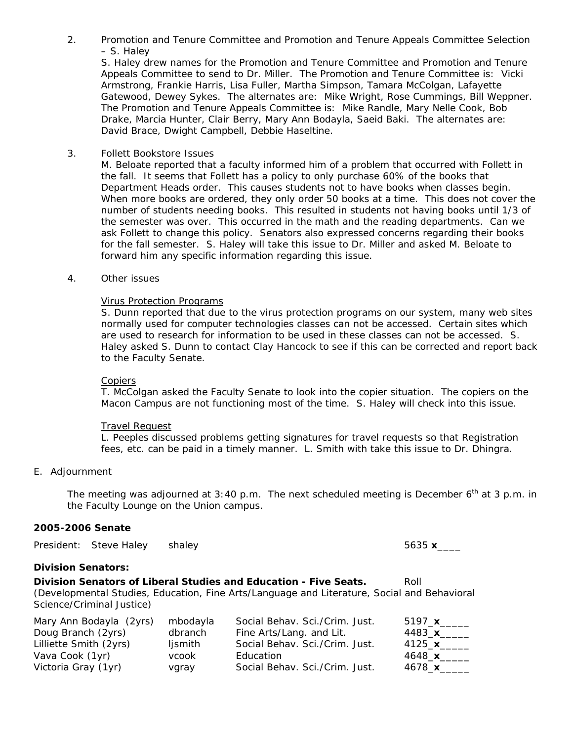2. Promotion and Tenure Committee and Promotion and Tenure Appeals Committee Selection – S. Haley

   S. Haley drew names for the Promotion and Tenure Committee and Promotion and Tenure Appeals Committee to send to Dr. Miller. The Promotion and Tenure Committee is: Vicki Armstrong, Frankie Harris, Lisa Fuller, Martha Simpson, Tamara McColgan, Lafayette Gatewood, Dewey Sykes. The alternates are: Mike Wright, Rose Cummings, Bill Weppner. The Promotion and Tenure Appeals Committee is: Mike Randle, Mary Nelle Cook, Bob Drake, Marcia Hunter, Clair Berry, Mary Ann Bodayla, Saeid Baki. The alternates are: David Brace, Dwight Campbell, Debbie Haseltine.

3. Follett Bookstore Issues

   M. Beloate reported that a faculty informed him of a problem that occurred with Follett in the fall. It seems that Follett has a policy to only purchase 60% of the books that Department Heads order. This causes students not to have books when classes begin. When more books are ordered, they only order 50 books at a time. This does not cover the number of students needing books. This resulted in students not having books until 1/3 of the semester was over. This occurred in the math and the reading departments. Can we ask Follett to change this policy. Senators also expressed concerns regarding their books for the fall semester. S. Haley will take this issue to Dr. Miller and asked M. Beloate to forward him any specific information regarding this issue.

4. Other issues

   <u>Virus Protection Programs</u>

   S. Dunn reported that due to the virus protection programs on our system, many web sites normally used for computer technologies classes can not be accessed. Certain sites which are used to research for information to be used in these classes can not be accessed. S. Haley asked S. Dunn to contact Clay Hancock to see if this can be corrected and report back to the Faculty Senate.

   <u>Copiers</u>

   T. McColgan asked the Faculty Senate to look into the copier situation. The copiers on the Macon Campus are not functioning most of the time. S. Haley will check into this issue.

   <u>Travel Request</u>

   L. Peeples discussed problems getting signatures for travel requests so that Registration fees, etc. can be paid in a timely manner. L. Smith with take this issue to Dr. Dhingra.

E. Adjournment

The meeting was adjourned at 3:40 p.m. The next scheduled meeting is December 6th at 3 p.m. in the Faculty Lounge on the Union campus.

**2005-2006 Senate**

President: Steve Haley shaley 5635 **x**____

**Division Senators:**

**Division Senators of Liberal Studies and Education - Five Seats.** Roll

(Developmental Studies, Education, Fine Arts/Language and Literature, Social and Behavioral Science/Criminal Justice)

| | | | |
|---|---|---|---|
| Mary Ann Bodayla (2yrs) | mbodayla | Social Behav. Sci./Crim. Just. | 5197_**x**_____ |
| Doug Branch (2yrs) | dbranch | Fine Arts/Lang. and Lit. | 4483_**x**_____ |
| Lilliette Smith (2yrs) | ljsmith | Social Behav. Sci./Crim. Just. | 4125_**x**_____ |
| Vava Cook (1yr) | vcook | Education | 4648_**x**_____ |
| Victoria Gray (1yr) | vgray | Social Behav. Sci./Crim. Just. | 4678_**x**_____ |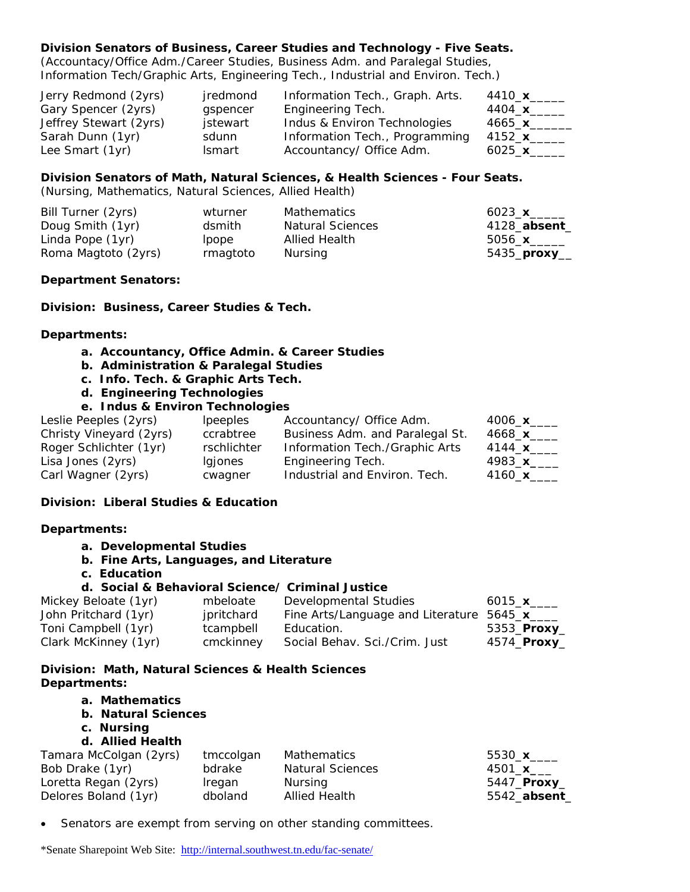**Division Senators of Business, Career Studies and Technology - Five Seats.**
(Accountancy/Office Adm./Career Studies, Business Adm. and Paralegal Studies, Information Tech/Graphic Arts, Engineering Tech., Industrial and Environ. Tech.)

| | | | |
|---|---|---|---|
| Jerry Redmond (2yrs) | jredmond | Information Tech., Graph. Arts. | 4410_**x**_____ |
| Gary Spencer (2yrs) | gspencer | Engineering Tech. | 4404_**x**_____ |
| Jeffrey Stewart (2yrs) | jstewart | Indus & Environ Technologies | 4665_**x**______ |
| Sarah Dunn (1yr) | sdunn | Information Tech., Programming | 4152_**x**_____ |
| Lee Smart (1yr) | lsmart | Accountancy/ Office Adm. | 6025_**x**_____ |

**Division Senators of Math, Natural Sciences, & Health Sciences - Four Seats.**
(Nursing, Mathematics, Natural Sciences, Allied Health)

| | | | |
|---|---|---|---|
| Bill Turner (2yrs) | wturner | Mathematics | 6023_**x**_____ |
| Doug Smith (1yr) | dsmith | Natural Sciences | 4128_**absent**_ |
| Linda Pope (1yr) | lpope | Allied Health | 5056_**x**_____ |
| Roma Magtoto (2yrs) | rmagtoto | Nursing | 5435_**proxy**__ |

**Department Senators:**

**Division: Business, Career Studies & Tech.**

**Departments:**

a. **Accountancy, Office Admin. & Career Studies**
b. **Administration & Paralegal Studies**
c. **Info. Tech. & Graphic Arts Tech.**
d. **Engineering Technologies**
e. **Indus & Environ Technologies**

| | | | |
|---|---|---|---|
| Leslie Peeples (2yrs) | lpeeples | Accountancy/ Office Adm. | 4006_**x**____ |
| Christy Vineyard (2yrs) | ccrabtree | Business Adm. and Paralegal St. | 4668_**x**____ |
| Roger Schlichter (1yr) | rschlichter | Information Tech./Graphic Arts | 4144_**x**____ |
| Lisa Jones (2yrs) | lgjones | Engineering Tech. | 4983_**x**____ |
| Carl Wagner (2yrs) | cwagner | Industrial and Environ. Tech. | 4160_**x**____ |

**Division: Liberal Studies & Education**

**Departments:**

a. **Developmental Studies**
b. **Fine Arts, Languages, and Literature**
c. **Education**
d. **Social & Behavioral Science/ Criminal Justice**

| | | | |
|---|---|---|---|
| Mickey Beloate (1yr) | mbeloate | Developmental Studies | 6015_**x**____ |
| John Pritchard (1yr) | jpritchard | Fine Arts/Language and Literature | 5645_**x**____ |
| Toni Campbell (1yr) | tcampbell | Education. | 5353_**Proxy**_ |
| Clark McKinney (1yr) | cmckinney | Social Behav. Sci./Crim. Just | 4574_**Proxy**_ |

**Division: Math, Natural Sciences & Health Sciences**
**Departments:**

a. **Mathematics**
b. **Natural Sciences**
c. **Nursing**
d. **Allied Health**

| | | | |
|---|---|---|---|
| Tamara McColgan (2yrs) | tmccolgan | Mathematics | 5530_**x**____ |
| Bob Drake (1yr) | bdrake | Natural Sciences | 4501_**x**___ |
| Loretta Regan (2yrs) | lregan | Nursing | 5447_**Proxy**_ |
| Delores Boland (1yr) | dboland | Allied Health | 5542_**absent**_ |

- Senators are exempt from serving on other standing committees.

*Senate Sharepoint Web Site: http://internal.southwest.tn.edu/fac-senate/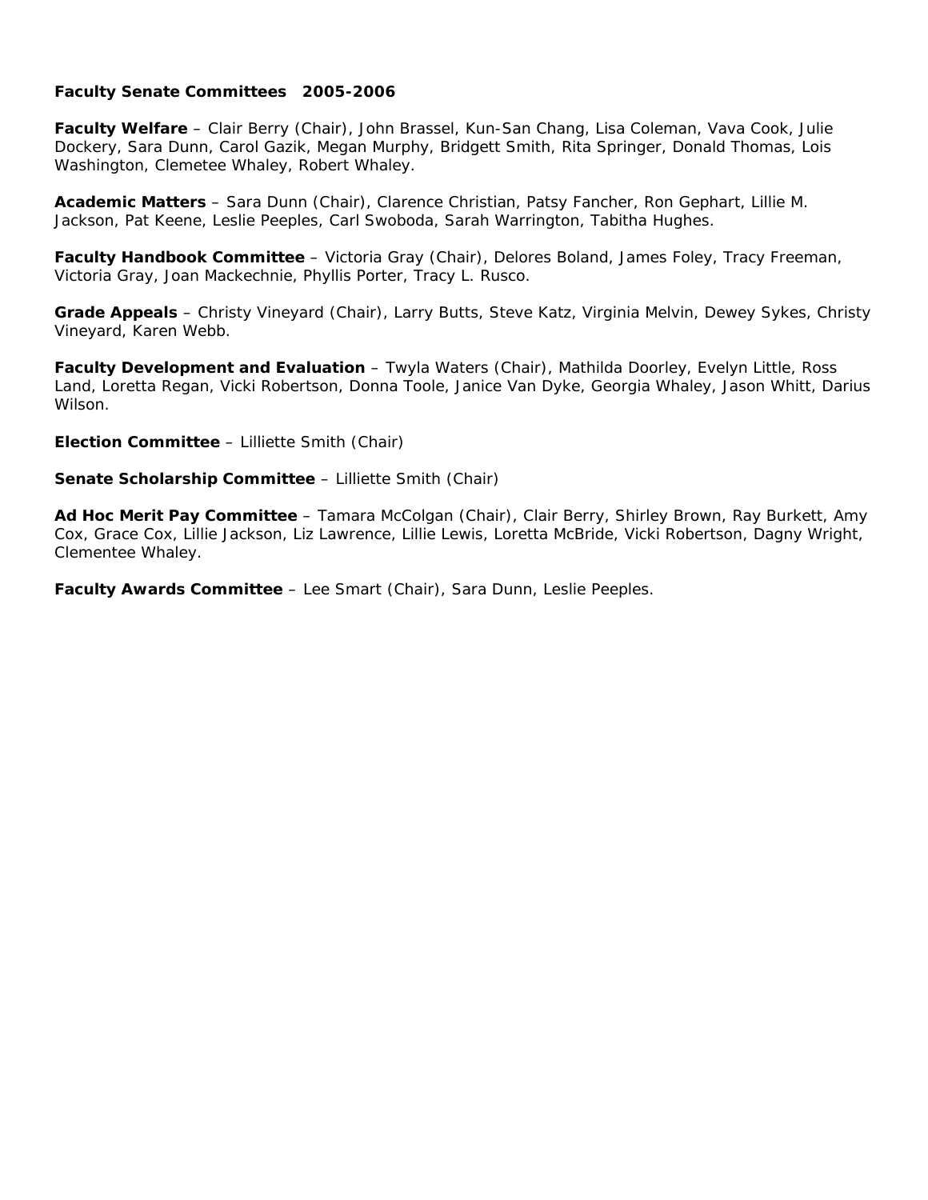**Faculty Senate Committees 2005-2006**

**Faculty Welfare** – Clair Berry (Chair), John Brassel, Kun-San Chang, Lisa Coleman, Vava Cook, Julie Dockery, Sara Dunn, Carol Gazik, Megan Murphy, Bridgett Smith, Rita Springer, Donald Thomas, Lois Washington, Clemetee Whaley, Robert Whaley.

**Academic Matters** – Sara Dunn (Chair), Clarence Christian, Patsy Fancher, Ron Gephart, Lillie M. Jackson, Pat Keene, Leslie Peeples, Carl Swoboda, Sarah Warrington, Tabitha Hughes.

**Faculty Handbook Committee** – Victoria Gray (Chair), Delores Boland, James Foley, Tracy Freeman, Victoria Gray, Joan Mackechnie, Phyllis Porter, Tracy L. Rusco.

**Grade Appeals** – Christy Vineyard (Chair), Larry Butts, Steve Katz, Virginia Melvin, Dewey Sykes, Christy Vineyard, Karen Webb.

**Faculty Development and Evaluation** – Twyla Waters (Chair), Mathilda Doorley, Evelyn Little, Ross Land, Loretta Regan, Vicki Robertson, Donna Toole, Janice Van Dyke, Georgia Whaley, Jason Whitt, Darius Wilson.

**Election Committee** – Lilliette Smith (Chair)

**Senate Scholarship Committee** – Lilliette Smith (Chair)

**Ad Hoc Merit Pay Committee** – Tamara McColgan (Chair), Clair Berry, Shirley Brown, Ray Burkett, Amy Cox, Grace Cox, Lillie Jackson, Liz Lawrence, Lillie Lewis, Loretta McBride, Vicki Robertson, Dagny Wright, Clementee Whaley.

**Faculty Awards Committee** – Lee Smart (Chair), Sara Dunn, Leslie Peeples.